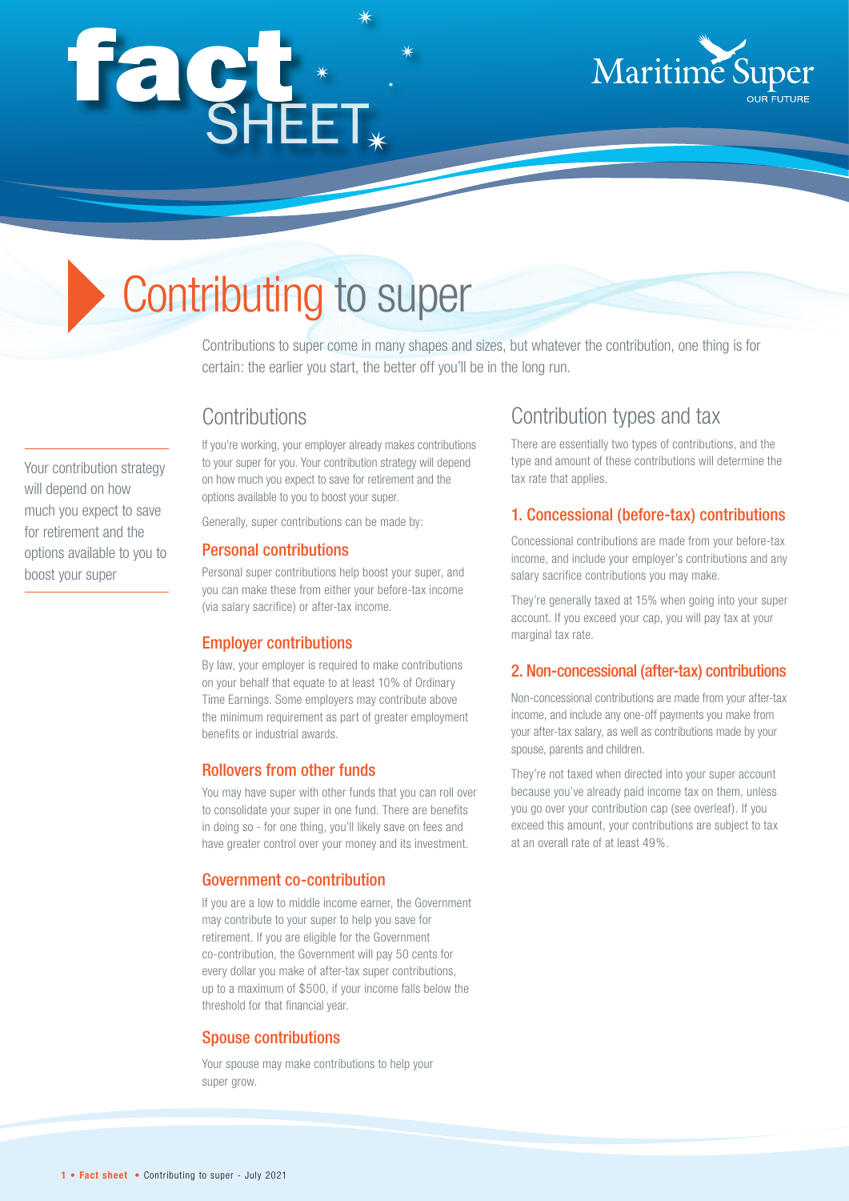# fact SHEET

Maritime Super
OUR FUTURE

# Contributing to super

Contributions to super come in many shapes and sizes, but whatever the contribution, one thing is for certain: the earlier you start, the better off you'll be in the long run.

Your contribution strategy will depend on how much you expect to save for retirement and the options available to you to boost your super

## Contributions

If you're working, your employer already makes contributions to your super for you. Your contribution strategy will depend on how much you expect to save for retirement and the options available to you to boost your super.

Generally, super contributions can be made by:

### Personal contributions

Personal super contributions help boost your super, and you can make these from either your before-tax income (via salary sacrifice) or after-tax income.

### Employer contributions

By law, your employer is required to make contributions on your behalf that equate to at least 10% of Ordinary Time Earnings. Some employers may contribute above the minimum requirement as part of greater employment benefits or industrial awards.

### Rollovers from other funds

You may have super with other funds that you can roll over to consolidate your super in one fund. There are benefits in doing so - for one thing, you'll likely save on fees and have greater control over your money and its investment.

### Government co-contribution

If you are a low to middle income earner, the Government may contribute to your super to help you save for retirement. If you are eligible for the Government co-contribution, the Government will pay 50 cents for every dollar you make of after-tax super contributions, up to a maximum of $500, if your income falls below the threshold for that financial year.

### Spouse contributions

Your spouse may make contributions to help your super grow.

## Contribution types and tax

There are essentially two types of contributions, and the type and amount of these contributions will determine the tax rate that applies.

### 1. Concessional (before-tax) contributions

Concessional contributions are made from your before-tax income, and include your employer's contributions and any salary sacrifice contributions you may make.

They're generally taxed at 15% when going into your super account. If you exceed your cap, you will pay tax at your marginal tax rate.

### 2. Non-concessional (after-tax) contributions

Non-concessional contributions are made from your after-tax income, and include any one-off payments you make from your after-tax salary, as well as contributions made by your spouse, parents and children.

They're not taxed when directed into your super account because you've already paid income tax on them, unless you go over your contribution cap (see overleaf). If you exceed this amount, your contributions are subject to tax at an overall rate of at least 49%.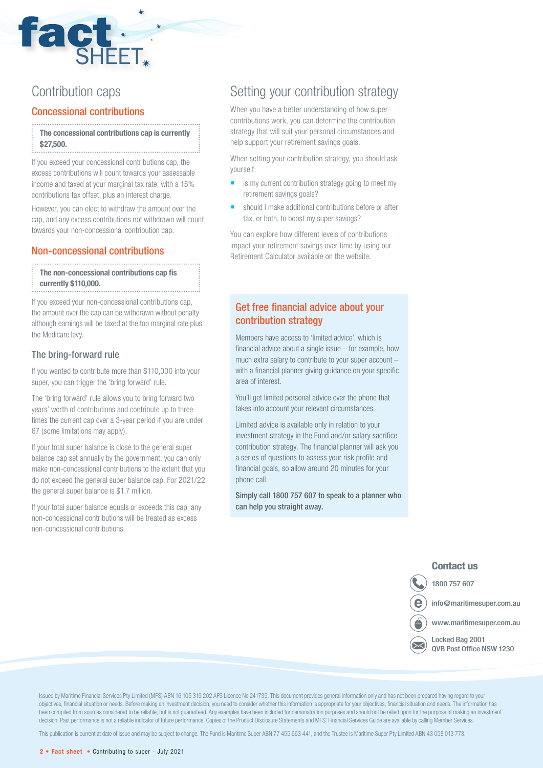# fact SHEET

## Contribution caps

### Concessional contributions

**The concessional contributions cap is currently $27,500.**

If you exceed your concessional contributions cap, the excess contributions will count towards your assessable income and taxed at your marginal tax rate, with a 15% contributions tax offset, plus an interest charge.

However, you can elect to withdraw the amount over the cap, and any excess contributions not withdrawn will count towards your non-concessional contribution cap.

### Non-concessional contributions

**The non-concessional contributions cap fis currently $110,000.**

If you exceed your non-concessional contributions cap, the amount over the cap can be withdrawn without penalty although earnings will be taxed at the top marginal rate plus the Medicare levy.

#### The bring-forward rule

If you wanted to contribute more than $110,000 into your super, you can trigger the 'bring forward' rule.

The 'bring forward' rule allows you to bring forward two years' worth of contributions and contribute up to three times the current cap over a 3-year period if you are under 67 (some limitations may apply).

If your total super balance is close to the general super balance cap set annually by the government, you can only make non-concessional contributions to the extent that you do not exceed the general super balance cap. For 2021/22, the general super balance is $1.7 million.

If your total super balance equals or exceeds this cap, any non-concessional contributions will be treated as excess non-concessional contributions.

## Setting your contribution strategy

When you have a better understanding of how super contributions work, you can determine the contribution strategy that will suit your personal circumstances and help support your retirement savings goals.

When setting your contribution strategy, you should ask yourself:

- is my current contribution strategy going to meet my retirement savings goals?
- should I make additional contributions before or after tax, or both, to boost my super savings?

You can explore how different levels of contributions impact your retirement savings over time by using our Retirement Calculator available on the website.

### Get free financial advice about your contribution strategy

Members have access to 'limited advice', which is financial advice about a single issue – for example, how much extra salary to contribute to your super account – with a financial planner giving guidance on your specific area of interest.

You'll get limited personal advice over the phone that takes into account your relevant circumstances.

Limited advice is available only in relation to your investment strategy in the Fund and/or salary sacrifice contribution strategy. The financial planner will ask you a series of questions to assess your risk profile and financial goals, so allow around 20 minutes for your phone call.

**Simply call 1800 757 607 to speak to a planner who can help you straight away.**

### Contact us

1800 757 607

info@maritimesuper.com.au

www.maritimesuper.com.au

Locked Bag 2001
QVB Post Office NSW 1230

Issued by Maritime Financial Services Pty Limited (MFS) ABN 16 105 319 202 AFS Licence No 241735. This document provides general information only and has not been prepared having regard to your objectives, financial situation or needs. Before making an investment decision, you need to consider whether this information is appropriate for your objectives, financial situation and needs. The information has been compiled from sources considered to be reliable, but is not guaranteed. Any examples have been included for demonstration purposes and should not be relied upon for the purpose of making an investment decision. Past performance is not a reliable indicator of future performance. Copies of the Product Disclosure Statements and MFS' Financial Services Guide are available by calling Member Services.

This publication is current at date of issue and may be subject to change. The Fund is Maritime Super ABN 77 455 663 441, and the Trustee is Maritime Super Pty Limited ABN 43 058 013 773.